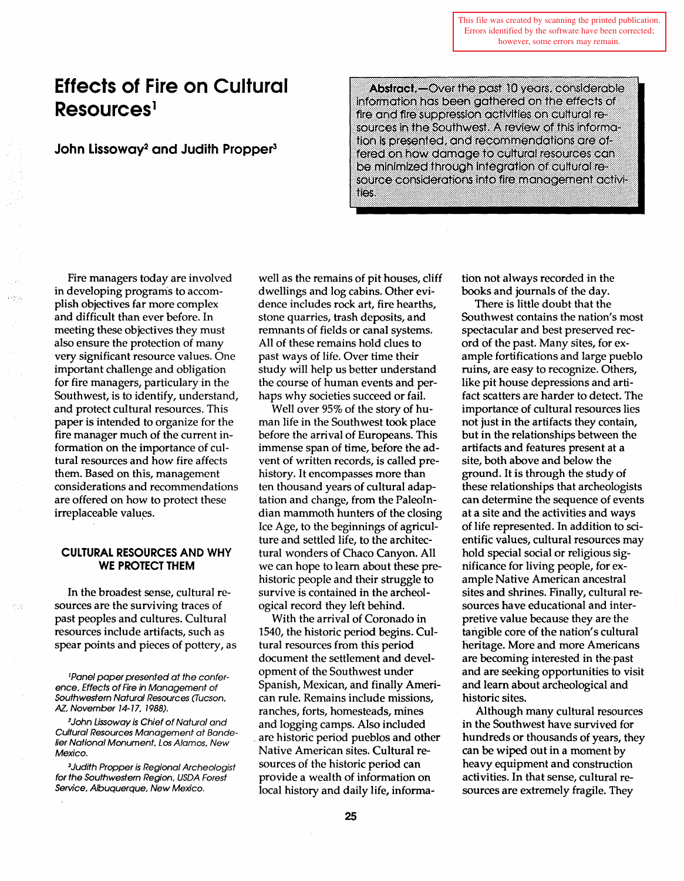This file was created by scanning the printed publication. Errors identified by the software have been corrected; however, some errors may remain.

# Effects of Fire on Cultural Resources[1]

## John Lissoway[2] and Judith Propper[3]

**Abstract.**—Over the past 10 years, considerable information has been gathered on the effects of fire and fire suppression activities on cultural resources in the Southwest. A review of this information is presented, and recommendations are offered on how damage to cultural resources can be minimized through integration of cultural resource considerations into fire management activities.

Fire managers today are involved in developing programs to accomplish objectives far more complex and difficult than ever before. In meeting these objectives they must also ensure the protection of many very significant resource values. One important challenge and obligation for fire managers, particularly in the Southwest, is to identify, understand, and protect cultural resources. This paper is intended to organize for the fire manager much of the current information on the importance of cultural resources and how fire affects them. Based on this, management considerations and recommendations are offered on how to protect these irreplaceable values.

## CULTURAL RESOURCES AND WHY WE PROTECT THEM

In the broadest sense, cultural resources are the surviving traces of past peoples and cultures. Cultural resources include artifacts, such as spear points and pieces of pottery, as well as the remains of pit houses, cliff dwellings and log cabins. Other evidence includes rock art, fire hearths, stone quarries, trash deposits, and remnants of fields or canal systems. All of these remains hold clues to past ways of life. Over time their study will help us better understand the course of human events and perhaps why societies succeed or fail.

Well over 95% of the story of human life in the Southwest took place before the arrival of Europeans. This immense span of time, before the advent of written records, is called prehistory. It encompasses more than ten thousand years of cultural adaptation and change, from the PaleoIndian mammoth hunters of the closing Ice Age, to the beginnings of agriculture and settled life, to the architectural wonders of Chaco Canyon. All we can hope to learn about these prehistoric people and their struggle to survive is contained in the archeological record they left behind.

With the arrival of Coronado in 1540, the historic period begins. Cultural resources from this period document the settlement and development of the Southwest under Spanish, Mexican, and finally American rule. Remains include missions, ranches, forts, homesteads, mines and logging camps. Also included are historic period pueblos and other Native American sites. Cultural resources of the historic period can provide a wealth of information on local history and daily life, information not always recorded in the books and journals of the day.

There is little doubt that the Southwest contains the nation's most spectacular and best preserved record of the past. Many sites, for example fortifications and large pueblo ruins, are easy to recognize. Others, like pit house depressions and artifact scatters are harder to detect. The importance of cultural resources lies not just in the artifacts they contain, but in the relationships between the artifacts and features present at a site, both above and below the ground. It is through the study of these relationships that archeologists can determine the sequence of events at a site and the activities and ways of life represented. In addition to scientific values, cultural resources may hold special social or religious significance for living people, for example Native American ancestral sites and shrines. Finally, cultural resources have educational and interpretive value because they are the tangible core of the nation's cultural heritage. More and more Americans are becoming interested in the past and are seeking opportunities to visit and learn about archeological and historic sites.

Although many cultural resources in the Southwest have survived for hundreds or thousands of years, they can be wiped out in a moment by heavy equipment and construction activities. In that sense, cultural resources are extremely fragile. They

[1] *Panel paper presented at the conference, Effects of Fire in Management of Southwestern Natural Resources (Tucson, AZ, November 14-17, 1988).*

[2] *John Lissoway is Chief of Natural and Cultural Resources Management at Bandelier National Monument, Los Alamos, New Mexico.*

[3] *Judith Propper is Regional Archeologist for the Southwestern Region, USDA Forest Service, Albuquerque, New Mexico.*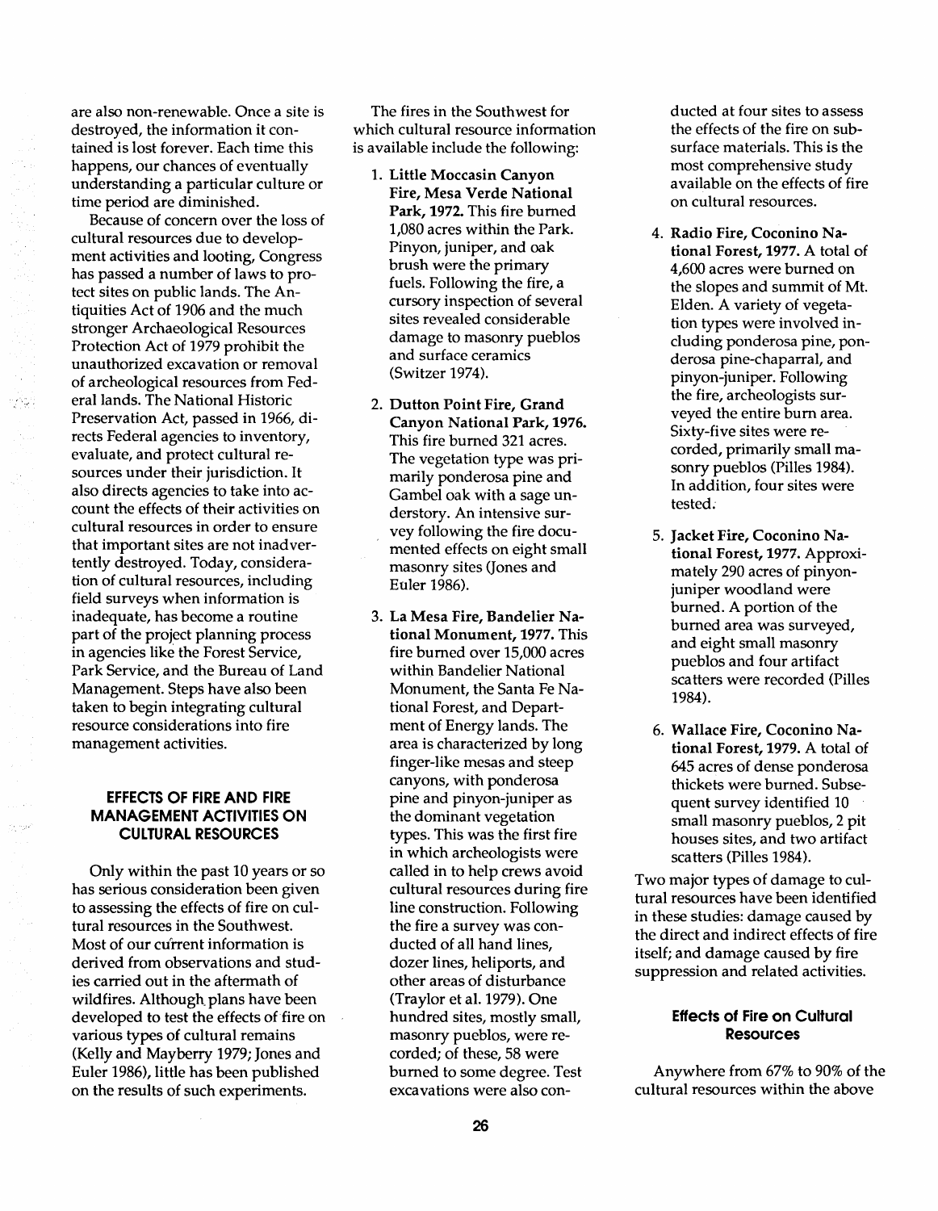are also non-renewable. Once a site is destroyed, the information it contained is lost forever. Each time this happens, our chances of eventually understanding a particular culture or time period are diminished.

Because of concern over the loss of cultural resources due to development activities and looting, Congress has passed a number of laws to protect sites on public lands. The Antiquities Act of 1906 and the much stronger Archaeological Resources Protection Act of 1979 prohibit the unauthorized excavation or removal of archeological resources from Federal lands. The National Historic Preservation Act, passed in 1966, directs Federal agencies to inventory, evaluate, and protect cultural resources under their jurisdiction. It also directs agencies to take into account the effects of their activities on cultural resources in order to ensure that important sites are not inadvertently destroyed. Today, consideration of cultural resources, including field surveys when information is inadequate, has become a routine part of the project planning process in agencies like the Forest Service, Park Service, and the Bureau of Land Management. Steps have also been taken to begin integrating cultural resource considerations into fire management activities.

## EFFECTS OF FIRE AND FIRE MANAGEMENT ACTIVITIES ON CULTURAL RESOURCES

Only within the past 10 years or so has serious consideration been given to assessing the effects of fire on cultural resources in the Southwest. Most of our current information is derived from observations and studies carried out in the aftermath of wildfires. Although plans have been developed to test the effects of fire on various types of cultural remains (Kelly and Mayberry 1979; Jones and Euler 1986), little has been published on the results of such experiments.

The fires in the Southwest for which cultural resource information is available include the following:

1. **Little Moccasin Canyon Fire, Mesa Verde National Park, 1972.** This fire burned 1,080 acres within the Park. Pinyon, juniper, and oak brush were the primary fuels. Following the fire, a cursory inspection of several sites revealed considerable damage to masonry pueblos and surface ceramics (Switzer 1974).

2. **Dutton Point Fire, Grand Canyon National Park, 1976.** This fire burned 321 acres. The vegetation type was primarily ponderosa pine and Gambel oak with a sage understory. An intensive survey following the fire documented effects on eight small masonry sites (Jones and Euler 1986).

3. **La Mesa Fire, Bandelier National Monument, 1977.** This fire burned over 15,000 acres within Bandelier National Monument, the Santa Fe National Forest, and Department of Energy lands. The area is characterized by long finger-like mesas and steep canyons, with ponderosa pine and pinyon-juniper as the dominant vegetation types. This was the first fire in which archeologists were called in to help crews avoid cultural resources during fire line construction. Following the fire a survey was conducted of all hand lines, dozer lines, heliports, and other areas of disturbance (Traylor et al. 1979). One hundred sites, mostly small, masonry pueblos, were recorded; of these, 58 were burned to some degree. Test excavations were also conducted at four sites to assess the effects of the fire on subsurface materials. This is the most comprehensive study available on the effects of fire on cultural resources.

4. **Radio Fire, Coconino National Forest, 1977.** A total of 4,600 acres were burned on the slopes and summit of Mt. Elden. A variety of vegetation types were involved including ponderosa pine, ponderosa pine-chaparral, and pinyon-juniper. Following the fire, archeologists surveyed the entire burn area. Sixty-five sites were recorded, primarily small masonry pueblos (Pilles 1984). In addition, four sites were tested.

5. **Jacket Fire, Coconino National Forest, 1977.** Approximately 290 acres of pinyon-juniper woodland were burned. A portion of the burned area was surveyed, and eight small masonry pueblos and four artifact scatters were recorded (Pilles 1984).

6. **Wallace Fire, Coconino National Forest, 1979.** A total of 645 acres of dense ponderosa thickets were burned. Subsequent survey identified 10 small masonry pueblos, 2 pit houses sites, and two artifact scatters (Pilles 1984).

Two major types of damage to cultural resources have been identified in these studies: damage caused by the direct and indirect effects of fire itself; and damage caused by fire suppression and related activities.

### Effects of Fire on Cultural Resources

Anywhere from 67% to 90% of the cultural resources within the above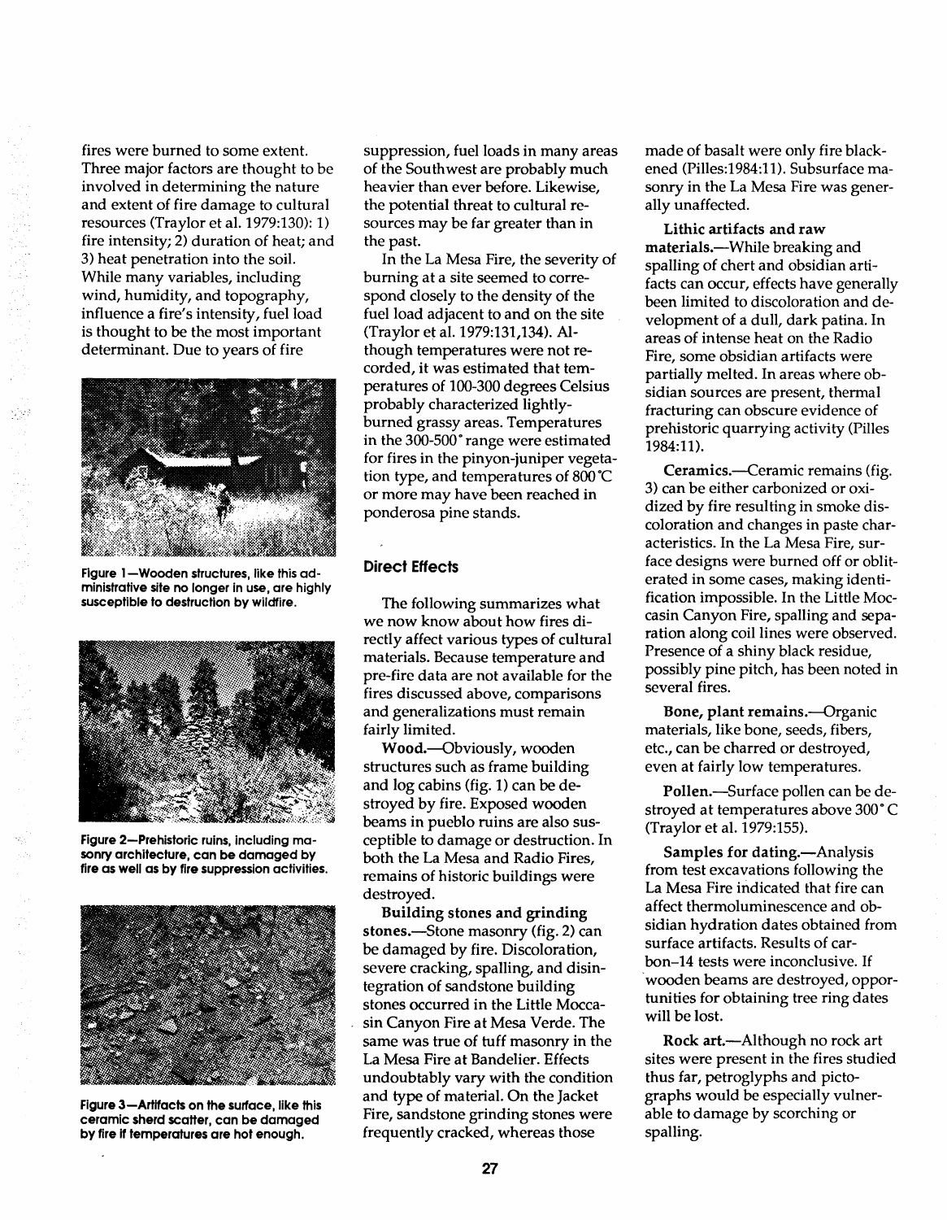fires were burned to some extent. Three major factors are thought to be involved in determining the nature and extent of fire damage to cultural resources (Traylor et al. 1979:130): 1) fire intensity; 2) duration of heat; and 3) heat penetration into the soil. While many variables, including wind, humidity, and topography, influence a fire's intensity, fuel load is thought to be the most important determinant. Due to years of fire suppression, fuel loads in many areas of the Southwest are probably much heavier than ever before. Likewise, the potential threat to cultural resources may be far greater than in the past.

In the La Mesa Fire, the severity of burning at a site seemed to correspond closely to the density of the fuel load adjacent to and on the site (Traylor et al. 1979:131,134). Although temperatures were not recorded, it was estimated that temperatures of 100-300 degrees Celsius probably characterized lightly-burned grassy areas. Temperatures in the 300-500° range were estimated for fires in the pinyon-juniper vegetation type, and temperatures of 800°C or more may have been reached in ponderosa pine stands.

Figure 1—Wooden structures, like this administrative site no longer in use, are highly susceptible to destruction by wildfire.

Figure 2—Prehistoric ruins, including masonry architecture, can be damaged by fire as well as by fire suppression activities.

Figure 3—Artifacts on the surface, like this ceramic sherd scatter, can be damaged by fire if temperatures are hot enough.

## Direct Effects

The following summarizes what we now know about how fires directly affect various types of cultural materials. Because temperature and pre-fire data are not available for the fires discussed above, comparisons and generalizations must remain fairly limited.

**Wood.**—Obviously, wooden structures such as frame building and log cabins (fig. 1) can be destroyed by fire. Exposed wooden beams in pueblo ruins are also susceptible to damage or destruction. In both the La Mesa and Radio Fires, remains of historic buildings were destroyed.

**Building stones and grinding stones.**—Stone masonry (fig. 2) can be damaged by fire. Discoloration, severe cracking, spalling, and disintegration of sandstone building stones occurred in the Little Moccasin Canyon Fire at Mesa Verde. The same was true of tuff masonry in the La Mesa Fire at Bandelier. Effects undoubtably vary with the condition and type of material. On the Jacket Fire, sandstone grinding stones were frequently cracked, whereas those made of basalt were only fire blackened (Pilles:1984:11). Subsurface masonry in the La Mesa Fire was generally unaffected.

**Lithic artifacts and raw materials.**—While breaking and spalling of chert and obsidian artifacts can occur, effects have generally been limited to discoloration and development of a dull, dark patina. In areas of intense heat on the Radio Fire, some obsidian artifacts were partially melted. In areas where obsidian sources are present, thermal fracturing can obscure evidence of prehistoric quarrying activity (Pilles 1984:11).

**Ceramics.**—Ceramic remains (fig. 3) can be either carbonized or oxidized by fire resulting in smoke discoloration and changes in paste characteristics. In the La Mesa Fire, surface designs were burned off or obliterated in some cases, making identification impossible. In the Little Moccasin Canyon Fire, spalling and separation along coil lines were observed. Presence of a shiny black residue, possibly pine pitch, has been noted in several fires.

**Bone, plant remains.**—Organic materials, like bone, seeds, fibers, etc., can be charred or destroyed, even at fairly low temperatures.

**Pollen.**—Surface pollen can be destroyed at temperatures above 300° C (Traylor et al. 1979:155).

**Samples for dating.**—Analysis from test excavations following the La Mesa Fire indicated that fire can affect thermoluminescence and obsidian hydration dates obtained from surface artifacts. Results of carbon–14 tests were inconclusive. If wooden beams are destroyed, opportunities for obtaining tree ring dates will be lost.

**Rock art.**—Although no rock art sites were present in the fires studied thus far, petroglyphs and pictographs would be especially vulnerable to damage by scorching or spalling.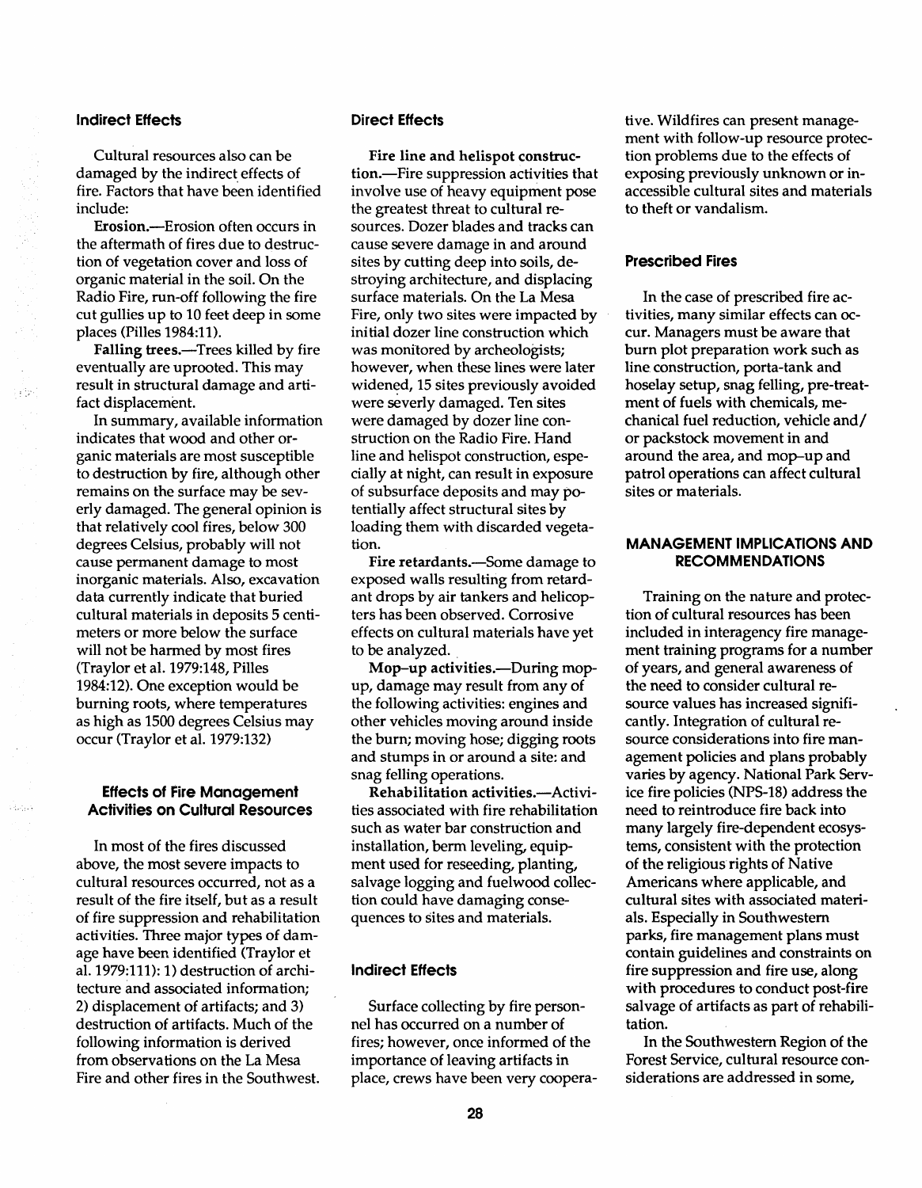### Indirect Effects

Cultural resources also can be damaged by the indirect effects of fire. Factors that have been identified include:

**Erosion.**—Erosion often occurs in the aftermath of fires due to destruction of vegetation cover and loss of organic material in the soil. On the Radio Fire, run-off following the fire cut gullies up to 10 feet deep in some places (Pilles 1984:11).

**Falling trees.**—Trees killed by fire eventually are uprooted. This may result in structural damage and artifact displacement.

In summary, available information indicates that wood and other organic materials are most susceptible to destruction by fire, although other remains on the surface may be severly damaged. The general opinion is that relatively cool fires, below 300 degrees Celsius, probably will not cause permanent damage to most inorganic materials. Also, excavation data currently indicate that buried cultural materials in deposits 5 centimeters or more below the surface will not be harmed by most fires (Traylor et al. 1979:148, Pilles 1984:12). One exception would be burning roots, where temperatures as high as 1500 degrees Celsius may occur (Traylor et al. 1979:132)

## Effects of Fire Management Activities on Cultural Resources

In most of the fires discussed above, the most severe impacts to cultural resources occurred, not as a result of the fire itself, but as a result of fire suppression and rehabilitation activities. Three major types of damage have been identified (Traylor et al. 1979:111): 1) destruction of architecture and associated information; 2) displacement of artifacts; and 3) destruction of artifacts. Much of the following information is derived from observations on the La Mesa Fire and other fires in the Southwest.

### Direct Effects

**Fire line and helispot construction.**—Fire suppression activities that involve use of heavy equipment pose the greatest threat to cultural resources. Dozer blades and tracks can cause severe damage in and around sites by cutting deep into soils, destroying architecture, and displacing surface materials. On the La Mesa Fire, only two sites were impacted by initial dozer line construction which was monitored by archeologists; however, when these lines were later widened, 15 sites previously avoided were severly damaged. Ten sites were damaged by dozer line construction on the Radio Fire. Hand line and helispot construction, especially at night, can result in exposure of subsurface deposits and may potentially affect structural sites by loading them with discarded vegetation.

**Fire retardants.**—Some damage to exposed walls resulting from retardant drops by air tankers and helicopters has been observed. Corrosive effects on cultural materials have yet to be analyzed.

**Mop–up activities.**—During mop-up, damage may result from any of the following activities: engines and other vehicles moving around inside the burn; moving hose; digging roots and stumps in or around a site: and snag felling operations.

**Rehabilitation activities.**—Activities associated with fire rehabilitation such as water bar construction and installation, berm leveling, equipment used for reseeding, planting, salvage logging and fuelwood collection could have damaging consequences to sites and materials.

### Indirect Effects

Surface collecting by fire personnel has occurred on a number of fires; however, once informed of the importance of leaving artifacts in place, crews have been very cooperative. Wildfires can present management with follow-up resource protection problems due to the effects of exposing previously unknown or inaccessible cultural sites and materials to theft or vandalism.

### Prescribed Fires

In the case of prescribed fire activities, many similar effects can occur. Managers must be aware that burn plot preparation work such as line construction, porta-tank and hoselay setup, snag felling, pre-treatment of fuels with chemicals, mechanical fuel reduction, vehicle and/or packstock movement in and around the area, and mop–up and patrol operations can affect cultural sites or materials.

## MANAGEMENT IMPLICATIONS AND RECOMMENDATIONS

Training on the nature and protection of cultural resources has been included in interagency fire management training programs for a number of years, and general awareness of the need to consider cultural resource values has increased significantly. Integration of cultural resource considerations into fire management policies and plans probably varies by agency. National Park Service fire policies (NPS-18) address the need to reintroduce fire back into many largely fire-dependent ecosystems, consistent with the protection of the religious rights of Native Americans where applicable, and cultural sites with associated materials. Especially in Southwestern parks, fire management plans must contain guidelines and constraints on fire suppression and fire use, along with procedures to conduct post-fire salvage of artifacts as part of rehabilitation.

In the Southwestern Region of the Forest Service, cultural resource considerations are addressed in some,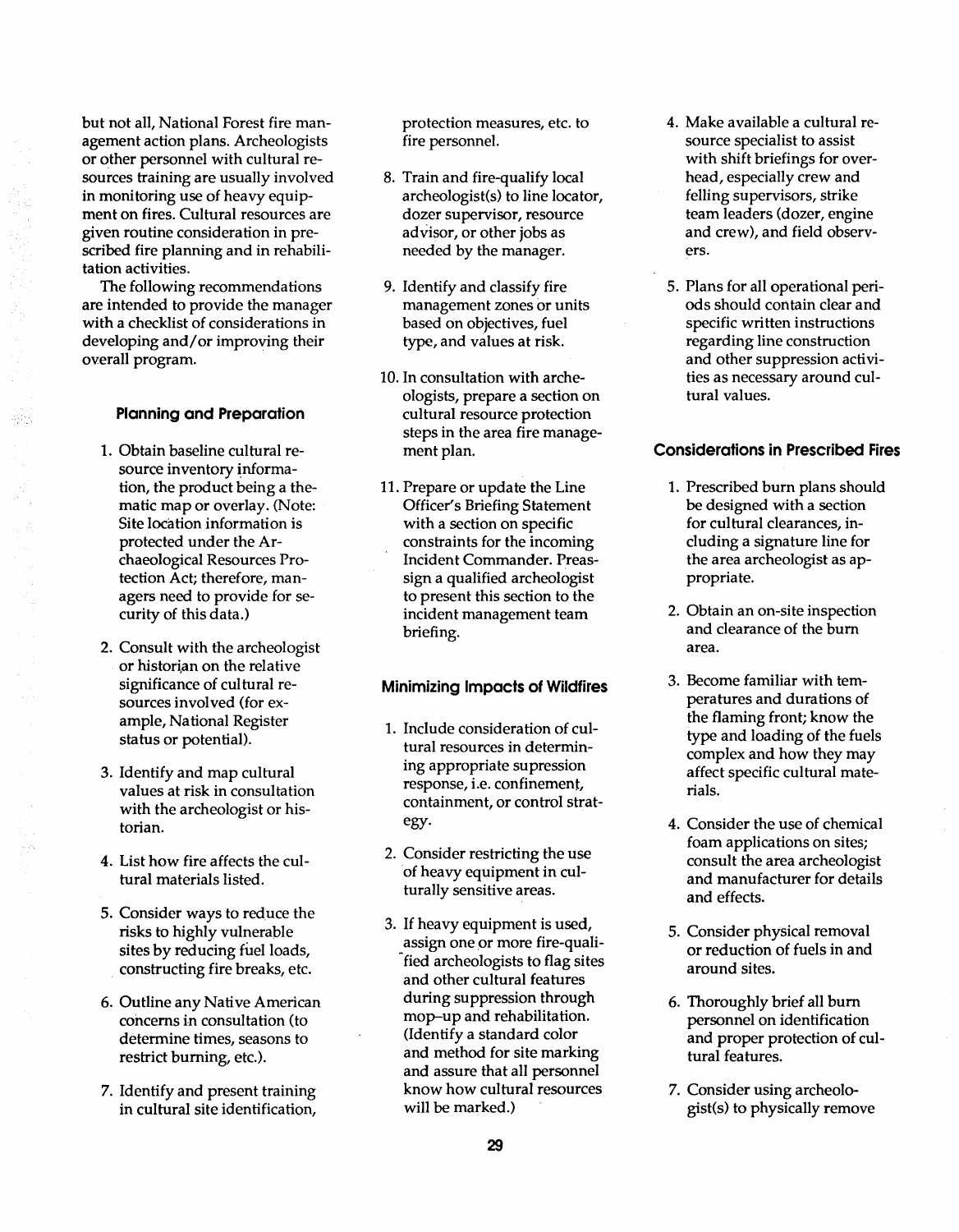but not all, National Forest fire management action plans. Archeologists or other personnel with cultural resources training are usually involved in monitoring use of heavy equipment on fires. Cultural resources are given routine consideration in prescribed fire planning and in rehabilitation activities.

The following recommendations are intended to provide the manager with a checklist of considerations in developing and/or improving their overall program.

#### Planning and Preparation

1. Obtain baseline cultural resource inventory information, the product being a thematic map or overlay. (Note: Site location information is protected under the Archaeological Resources Protection Act; therefore, managers need to provide for security of this data.)

2. Consult with the archeologist or historian on the relative significance of cultural resources involved (for example, National Register status or potential).

3. Identify and map cultural values at risk in consultation with the archeologist or historian.

4. List how fire affects the cultural materials listed.

5. Consider ways to reduce the risks to highly vulnerable sites by reducing fuel loads, constructing fire breaks, etc.

6. Outline any Native American concerns in consultation (to determine times, seasons to restrict burning, etc.).

7. Identify and present training in cultural site identification, protection measures, etc. to fire personnel.

8. Train and fire-qualify local archeologist(s) to line locator, dozer supervisor, resource advisor, or other jobs as needed by the manager.

9. Identify and classify fire management zones or units based on objectives, fuel type, and values at risk.

10. In consultation with archeologists, prepare a section on cultural resource protection steps in the area fire management plan.

11. Prepare or update the Line Officer's Briefing Statement with a section on specific constraints for the incoming Incident Commander. Preassign a qualified archeologist to present this section to the incident management team briefing.

#### Minimizing Impacts of Wildfires

1. Include consideration of cultural resources in determining appropriate supression response, i.e. confinement, containment, or control strategy.

2. Consider restricting the use of heavy equipment in culturally sensitive areas.

3. If heavy equipment is used, assign one or more fire-qualified archeologists to flag sites and other cultural features during suppression through mop-up and rehabilitation. (Identify a standard color and method for site marking and assure that all personnel know how cultural resources will be marked.)

4. Make available a cultural resource specialist to assist with shift briefings for overhead, especially crew and felling supervisors, strike team leaders (dozer, engine and crew), and field observers.

5. Plans for all operational periods should contain clear and specific written instructions regarding line construction and other suppression activities as necessary around cultural values.

#### Considerations in Prescribed Fires

1. Prescribed burn plans should be designed with a section for cultural clearances, including a signature line for the area archeologist as appropriate.

2. Obtain an on-site inspection and clearance of the burn area.

3. Become familiar with temperatures and durations of the flaming front; know the type and loading of the fuels complex and how they may affect specific cultural materials.

4. Consider the use of chemical foam applications on sites; consult the area archeologist and manufacturer for details and effects.

5. Consider physical removal or reduction of fuels in and around sites.

6. Thoroughly brief all burn personnel on identification and proper protection of cultural features.

7. Consider using archeologist(s) to physically remove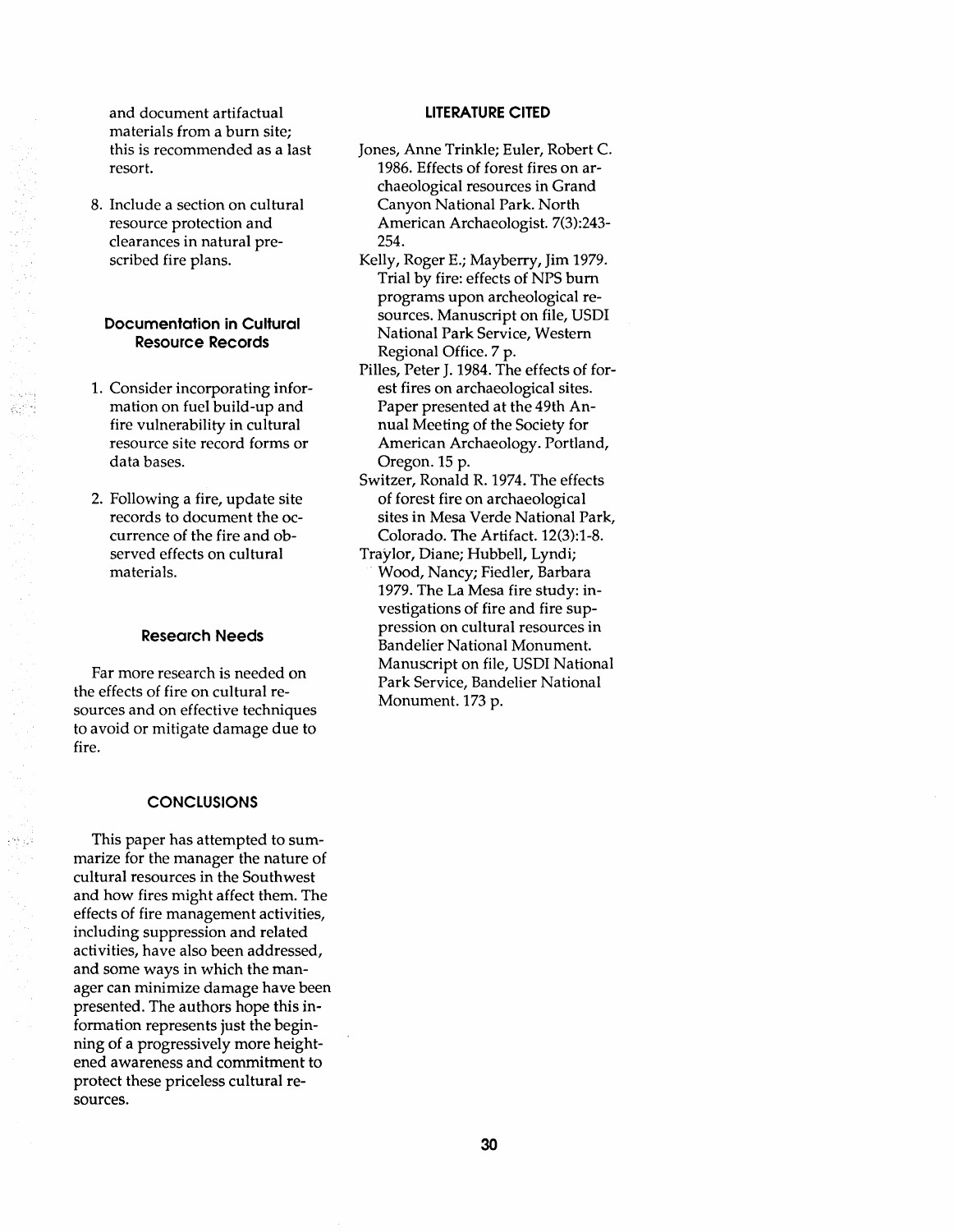and document artifactual materials from a burn site; this is recommended as a last resort.

8. Include a section on cultural resource protection and clearances in natural prescribed fire plans.

### Documentation in Cultural Resource Records

1. Consider incorporating information on fuel build-up and fire vulnerability in cultural resource site record forms or data bases.

2. Following a fire, update site records to document the occurrence of the fire and observed effects on cultural materials.

### Research Needs

Far more research is needed on the effects of fire on cultural resources and on effective techniques to avoid or mitigate damage due to fire.

## CONCLUSIONS

This paper has attempted to summarize for the manager the nature of cultural resources in the Southwest and how fires might affect them. The effects of fire management activities, including suppression and related activities, have also been addressed, and some ways in which the manager can minimize damage have been presented. The authors hope this information represents just the beginning of a progressively more heightened awareness and commitment to protect these priceless cultural resources.

## LITERATURE CITED

Jones, Anne Trinkle; Euler, Robert C. 1986. Effects of forest fires on archaeological resources in Grand Canyon National Park. North American Archaeologist. 7(3):243-254.

Kelly, Roger E.; Mayberry, Jim 1979. Trial by fire: effects of NPS burn programs upon archeological resources. Manuscript on file, USDI National Park Service, Western Regional Office. 7 p.

Pilles, Peter J. 1984. The effects of forest fires on archaeological sites. Paper presented at the 49th Annual Meeting of the Society for American Archaeology. Portland, Oregon. 15 p.

Switzer, Ronald R. 1974. The effects of forest fire on archaeological sites in Mesa Verde National Park, Colorado. The Artifact. 12(3):1-8.

Traylor, Diane; Hubbell, Lyndi; Wood, Nancy; Fiedler, Barbara 1979. The La Mesa fire study: investigations of fire and fire suppression on cultural resources in Bandelier National Monument. Manuscript on file, USDI National Park Service, Bandelier National Monument. 173 p.